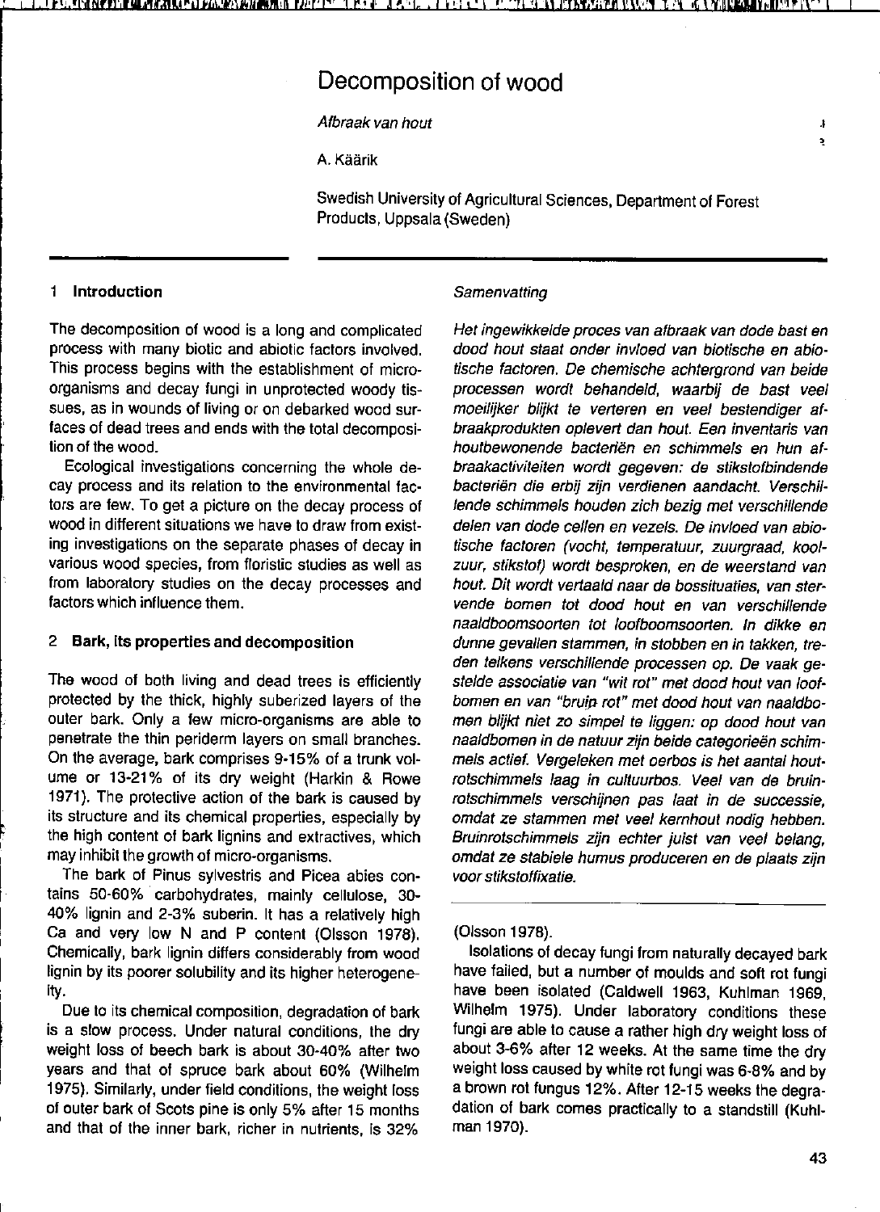# Decomposition of wood

*Afbraak van hout*

A. Käärik

Swedish University of Agricultural Sciences, Department of Forest Products, Uppsala (Sweden)

*Samenvatting*

*Het ingewikkelde proces van afbraak van dode bast en dood hout staat onder invloed van biotische en abiotische factoren. De chemische achtergrond van beide processen wordt behandeld, waarbij de bast veel moeilijker blijkt te verteren en veel bestendiger afbraakprodukten oplevert dan hout. Een inventaris van houtbewonende bacteriën en schimmels en hun afbraakactiviteiten wordt gegeven: de stikstofbindende bacteriën die erbij zijn verdienen aandacht. Verschillende schimmels houden zich bezig met verschillende delen van dode cellen en vezels. De invloed van abiotische factoren (vocht, temperatuur, zuurgraad, koolzuur, stikstof) wordt besproken, en de weerstand van hout. Dit wordt vertaald naar de bossituaties, van stervende bomen tot dood hout en van verschillende naaldboomsoorten tot loofboomsoorten. In dikke en dunne gevallen stammen, in stobben en in takken, treden telkens verschillende processen op. De vaak gestelde associatie van "wit rot" met dood hout van loofbomen en van "bruin rot" met dood hout van naaldbomen blijkt niet zo simpel te liggen: op dood hout van naaldbomen in de natuur zijn beide categorieën schimmels actief. Vergeleken met oerbos is het aantal houtrotschimmels laag in cultuurbos. Veel van de bruinrotschimmels verschijnen pas laat in de successie, omdat ze stammen met veel kernhout nodig hebben. Bruinrotschimmels zijn echter juist van veel belang, omdat ze stabiele humus produceren en de plaats zijn voor stikstoffixatie.*

## 1 Introduction

The decomposition of wood is a long and complicated process with many biotic and abiotic factors involved. This process begins with the establishment of micro-organisms and decay fungi in unprotected woody tissues, as in wounds of living or on debarked wood surfaces of dead trees and ends with the total decomposition of the wood.

Ecological investigations concerning the whole decay process and its relation to the environmental factors are few. To get a picture on the decay process of wood in different situations we have to draw from existing investigations on the separate phases of decay in various wood species, from floristic studies as well as from laboratory studies on the decay processes and factors which influence them.

## 2 Bark, its properties and decomposition

The wood of both living and dead trees is efficiently protected by the thick, highly suberized layers of the outer bark. Only a few micro-organisms are able to penetrate the thin periderm layers on small branches. On the average, bark comprises 9-15% of a trunk volume or 13-21% of its dry weight (Harkin & Rowe 1971). The protective action of the bark is caused by its structure and its chemical properties, especially by the high content of bark lignins and extractives, which may inhibit the growth of micro-organisms.

The bark of Pinus sylvestris and Picea abies contains 50-60% carbohydrates, mainly cellulose, 30-40% lignin and 2-3% suberin. It has a relatively high Ca and very low N and P content (Olsson 1978). Chemically, bark lignin differs considerably from wood lignin by its poorer solubility and its higher heterogeneity.

Due to its chemical composition, degradation of bark is a slow process. Under natural conditions, the dry weight loss of beech bark is about 30-40% after two years and that of spruce bark about 60% (Wilhelm 1975). Similarly, under field conditions, the weight loss of outer bark of Scots pine is only 5% after 15 months and that of the inner bark, richer in nutrients, is 32% (Olsson 1978).

Isolations of decay fungi from naturally decayed bark have failed, but a number of moulds and soft rot fungi have been isolated (Caldwell 1963, Kuhlman 1969, Wilhelm 1975). Under laboratory conditions these fungi are able to cause a rather high dry weight loss of about 3-6% after 12 weeks. At the same time the dry weight loss caused by white rot fungi was 6-8% and by a brown rot fungus 12%. After 12-15 weeks the degradation of bark comes practically to a standstill (Kuhlman 1970).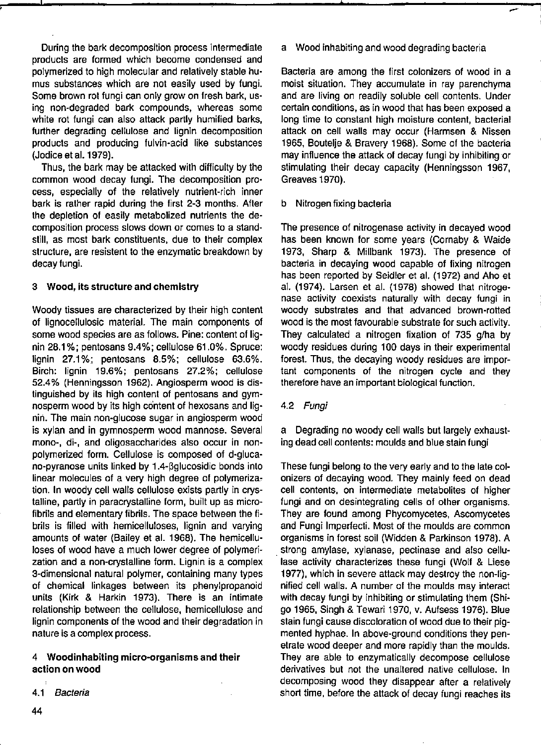During the bark decomposition process intermediate products are formed which become condensed and polymerized to high molecular and relatively stable humus substances which are not easily used by fungi. Some brown rot fungi can only grow on fresh bark, using non-degraded bark compounds, whereas some white rot fungi can also attack partly humified barks, further degrading cellulose and lignin decomposition products and producing fulvin-acid like substances (Jodice et al. 1979).

Thus, the bark may be attacked with difficulty by the common wood decay fungi. The decomposition process, especially of the relatively nutrient-rich inner bark is rather rapid during the first 2-3 months. After the depletion of easily metabolized nutrients the decomposition process slows down or comes to a standstill, as most bark constituents, due to their complex structure, are resistent to the enzymatic breakdown by decay fungi.

## 3 Wood, its structure and chemistry

Woody tissues are characterized by their high content of lignocellulosic material. The main components of some wood species are as follows. Pine: content of lignin 28.1%; pentosans 9.4%; cellulose 61.0%. Spruce: lignin 27.1%; pentosans 8.5%; cellulose 63.6%. Birch: lignin 19.6%; pentosans 27.2%; cellulose 52.4% (Henningsson 1962). Angiosperm wood is distinguished by its high content of pentosans and gymnosperm wood by its high content of hexosans and lignin. The main non-glucose sugar in angiosperm wood is xylan and in gymnosperm wood mannose. Several mono-, di-, and oligosaccharides also occur in non-polymerized form. Cellulose is composed of d-glucano-pyranose units linked by 1.4-βglucosidic bonds into linear molecules of a very high degree of polymerization. In woody cell walls cellulose exists partly in crystalline, partly in paracrystalline form, built up as microfibrils and elementary fibrils. The space between the fibrils is filled with hemicelluloses, lignin and varying amounts of water (Bailey et al. 1968). The hemicelluloses of wood have a much lower degree of polymerization and a non-crystalline form. Lignin is a complex 3-dimensional natural polymer, containing many types of chemical linkages between its phenylpropanoid units (Kirk & Harkin 1973). There is an intimate relationship between the cellulose, hemicellulose and lignin components of the wood and their degradation in nature is a complex process.

## 4 Woodinhabiting micro-organisms and their action on wood

### 4.1 *Bacteria*

a Wood inhabiting and wood degrading bacteria

Bacteria are among the first colonizers of wood in a moist situation. They accumulate in ray parenchyma and are living on readily soluble cell contents. Under certain conditions, as in wood that has been exposed a long time to constant high moisture content, bacterial attack on cell walls may occur (Harmsen & Nissen 1965, Boutelje & Bravery 1968). Some of the bacteria may influence the attack of decay fungi by inhibiting or stimulating their decay capacity (Henningsson 1967, Greaves 1970).

b Nitrogen fixing bacteria

The presence of nitrogenase activity in decayed wood has been known for some years (Cornaby & Waide 1973, Sharp & Millbank 1973). The presence of bacteria in decaying wood capable of fixing nitrogen has been reported by Seidler et al. (1972) and Aho et al. (1974). Larsen et al. (1978) showed that nitrogenase activity coexists naturally with decay fungi in woody substrates and that advanced brown-rotted wood is the most favourable substrate for such activity. They calculated a nitrogen fixation of 735 g/ha by woody residues during 100 days in their experimental forest. Thus, the decaying woody residues are important components of the nitrogen cycle and they therefore have an important biological function.

### 4.2 *Fungi*

a Degrading no woody cell walls but largely exhausting dead cell contents: moulds and blue stain fungi

These fungi belong to the very early and to the late colonizers of decaying wood. They mainly feed on dead cell contents, on intermediate metabolites of higher fungi and on desintegrating cells of other organisms. They are found among Phycomycetes, Ascomycetes and Fungi Imperfecti. Most of the moulds are common organisms in forest soil (Widden & Parkinson 1978). A strong amylase, xylanase, pectinase and also cellulase activity characterizes these fungi (Wolf & Liese 1977), which in severe attack may destroy the non-lignified cell walls. A number of the moulds may interact with decay fungi by inhibiting or stimulating them (Shigo 1965, Singh & Tewari 1970, v. Aufsess 1976). Blue stain fungi cause discoloration of wood due to their pigmented hyphae. In above-ground conditions they penetrate wood deeper and more rapidly than the moulds. They are able to enzymatically decompose cellulose derivatives but not the unaltered native cellulose. In decomposing wood they disappear after a relatively short time, before the attack of decay fungi reaches its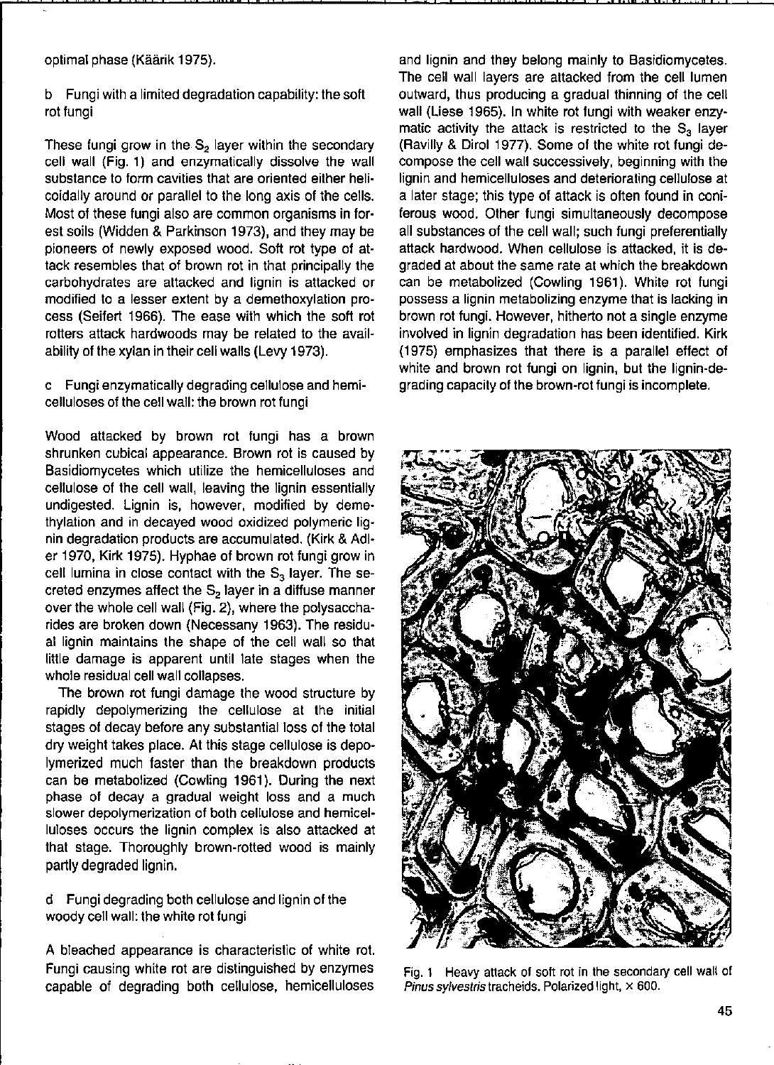optimal phase (Käärik 1975).

### b Fungi with a limited degradation capability: the soft rot fungi

These fungi grow in the $S_2$ layer within the secondary cell wall (Fig. 1) and enzymatically dissolve the wall substance to form cavities that are oriented either helicoidally around or parallel to the long axis of the cells. Most of these fungi also are common organisms in forest soils (Widden & Parkinson 1973), and they may be pioneers of newly exposed wood. Soft rot type of attack resembles that of brown rot in that principally the carbohydrates are attacked and lignin is attacked or modified to a lesser extent by a demethoxylation process (Seifert 1966). The ease with which the soft rot rotters attack hardwoods may be related to the availability of the xylan in their cell walls (Levy 1973).

### c Fungi enzymatically degrading cellulose and hemicelluloses of the cell wall: the brown rot fungi

Wood attacked by brown rot fungi has a brown shrunken cubical appearance. Brown rot is caused by Basidiomycetes which utilize the hemicelluloses and cellulose of the cell wall, leaving the lignin essentially undigested. Lignin is, however, modified by demethylation and in decayed wood oxidized polymeric lignin degradation products are accumulated. (Kirk & Adler 1970, Kirk 1975). Hyphae of brown rot fungi grow in cell lumina in close contact with the $S_3$ layer. The secreted enzymes affect the $S_2$ layer in a diffuse manner over the whole cell wall (Fig. 2), where the polysaccharides are broken down (Necessany 1963). The residual lignin maintains the shape of the cell wall so that little damage is apparent until late stages when the whole residual cell wall collapses.

The brown rot fungi damage the wood structure by rapidly depolymerizing the cellulose at the initial stages of decay before any substantial loss of the total dry weight takes place. At this stage cellulose is depolymerized much faster than the breakdown products can be metabolized (Cowling 1961). During the next phase of decay a gradual weight loss and a much slower depolymerization of both cellulose and hemicelluloses occurs the lignin complex is also attacked at that stage. Thoroughly brown-rotted wood is mainly partly degraded lignin.

### d Fungi degrading both cellulose and lignin of the woody cell wall: the white rot fungi

A bleached appearance is characteristic of white rot. Fungi causing white rot are distinguished by enzymes capable of degrading both cellulose, hemicelluloses and lignin and they belong mainly to Basidiomycetes. The cell wall layers are attacked from the cell lumen outward, thus producing a gradual thinning of the cell wall (Liese 1965). In white rot fungi with weaker enzymatic activity the attack is restricted to the $S_3$ layer (Ravilly & Dirol 1977). Some of the white rot fungi decompose the cell wall successively, beginning with the lignin and hemicelluloses and deteriorating cellulose at a later stage; this type of attack is often found in coniferous wood. Other fungi simultaneously decompose all substances of the cell wall; such fungi preferentially attack hardwood. When cellulose is attacked, it is degraded at about the same rate at which the breakdown can be metabolized (Cowling 1961). White rot fungi possess a lignin metabolizing enzyme that is lacking in brown rot fungi. However, hitherto not a single enzyme involved in lignin degradation has been identified. Kirk (1975) emphasizes that there is a parallel effect of white and brown rot fungi on lignin, but the lignin-degrading capacity of the brown-rot fungi is incomplete.

Fig. 1 Heavy attack of soft rot in the secondary cell wall of *Pinus sylvestris* tracheids. Polarized light, × 600.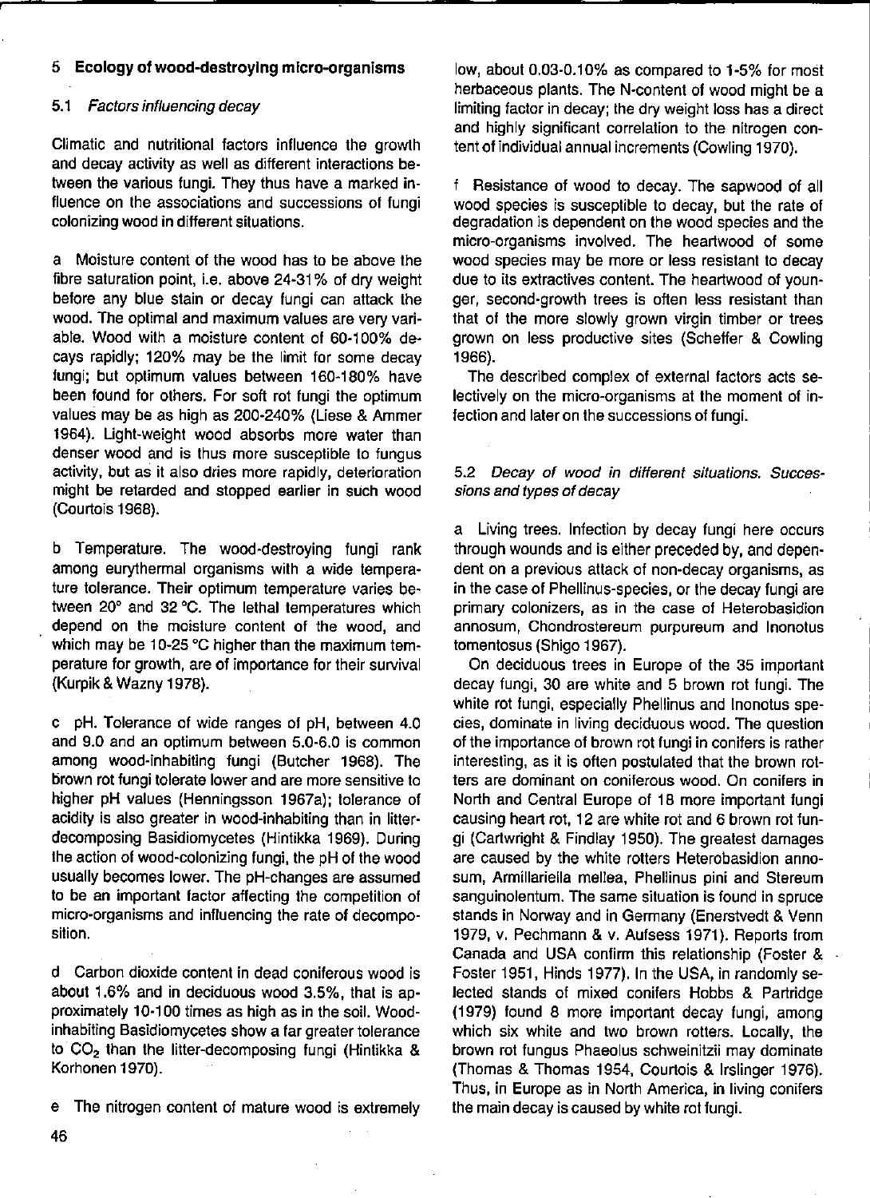## 5 Ecology of wood-destroying micro-organisms

### 5.1 *Factors influencing decay*

Climatic and nutritional factors influence the growth and decay activity as well as different interactions between the various fungi. They thus have a marked influence on the associations and successions of fungi colonizing wood in different situations.

a Moisture content of the wood has to be above the fibre saturation point, i.e. above 24-31% of dry weight before any blue stain or decay fungi can attack the wood. The optimal and maximum values are very variable. Wood with a moisture content of 60-100% decays rapidly; 120% may be the limit for some decay fungi; but optimum values between 160-180% have been found for others. For soft rot fungi the optimum values may be as high as 200-240% (Liese & Ammer 1964). Light-weight wood absorbs more water than denser wood and is thus more susceptible to fungus activity, but as it also dries more rapidly, deterioration might be retarded and stopped earlier in such wood (Courtois 1968).

b Temperature. The wood-destroying fungi rank among eurythermal organisms with a wide temperature tolerance. Their optimum temperature varies between 20° and 32 °C. The lethal temperatures which depend on the moisture content of the wood, and which may be 10-25 °C higher than the maximum temperature for growth, are of importance for their survival (Kurpik & Wazny 1978).

c pH. Tolerance of wide ranges of pH, between 4.0 and 9.0 and an optimum between 5.0-6.0 is common among wood-inhabiting fungi (Butcher 1968). The brown rot fungi tolerate lower and are more sensitive to higher pH values (Henningsson 1967a); tolerance of acidity is also greater in wood-inhabiting than in litter-decomposing Basidiomycetes (Hintikka 1969). During the action of wood-colonizing fungi, the pH of the wood usually becomes lower. The pH-changes are assumed to be an important factor affecting the competition of micro-organisms and influencing the rate of decomposition.

d Carbon dioxide content in dead coniferous wood is about 1.6% and in deciduous wood 3.5%, that is approximately 10-100 times as high as in the soil. Wood-inhabiting Basidiomycetes show a far greater tolerance to $CO_2$ than the litter-decomposing fungi (Hintikka & Korhonen 1970).

e The nitrogen content of mature wood is extremely low, about 0.03-0.10% as compared to 1-5% for most herbaceous plants. The N-content of wood might be a limiting factor in decay; the dry weight loss has a direct and highly significant correlation to the nitrogen content of individual annual increments (Cowling 1970).

f Resistance of wood to decay. The sapwood of all wood species is susceptible to decay, but the rate of degradation is dependent on the wood species and the micro-organisms involved. The heartwood of some wood species may be more or less resistant to decay due to its extractives content. The heartwood of younger, second-growth trees is often less resistant than that of the more slowly grown virgin timber or trees grown on less productive sites (Scheffer & Cowling 1966).

The described complex of external factors acts selectively on the micro-organisms at the moment of infection and later on the successions of fungi.

### 5.2 *Decay of wood in different situations. Successions and types of decay*

a Living trees. Infection by decay fungi here occurs through wounds and is either preceded by, and dependent on a previous attack of non-decay organisms, as in the case of Phellinus-species, or the decay fungi are primary colonizers, as in the case of Heterobasidion annosum, Chondrostereum purpureum and Inonotus tomentosus (Shigo 1967).

On deciduous trees in Europe of the 35 important decay fungi, 30 are white and 5 brown rot fungi. The white rot fungi, especially Phellinus and Inonotus species, dominate in living deciduous wood. The question of the importance of brown rot fungi in conifers is rather interesting, as it is often postulated that the brown rotters are dominant on coniferous wood. On conifers in North and Central Europe of 18 more important fungi causing heart rot, 12 are white rot and 6 brown rot fungi (Cartwright & Findlay 1950). The greatest damages are caused by the white rotters Heterobasidion annosum, Armillariella mellea, Phellinus pini and Stereum sanguinolentum. The same situation is found in spruce stands in Norway and in Germany (Enerstvedt & Venn 1979, v. Pechmann & v. Aufsess 1971). Reports from Canada and USA confirm this relationship (Foster & Foster 1951, Hinds 1977). In the USA, in randomly selected stands of mixed conifers Hobbs & Partridge (1979) found 8 more important decay fungi, among which six white and two brown rotters. Locally, the brown rot fungus Phaeolus schweinitzii may dominate (Thomas & Thomas 1954, Courtois & Irslinger 1976). Thus, in Europe as in North America, in living conifers the main decay is caused by white rot fungi.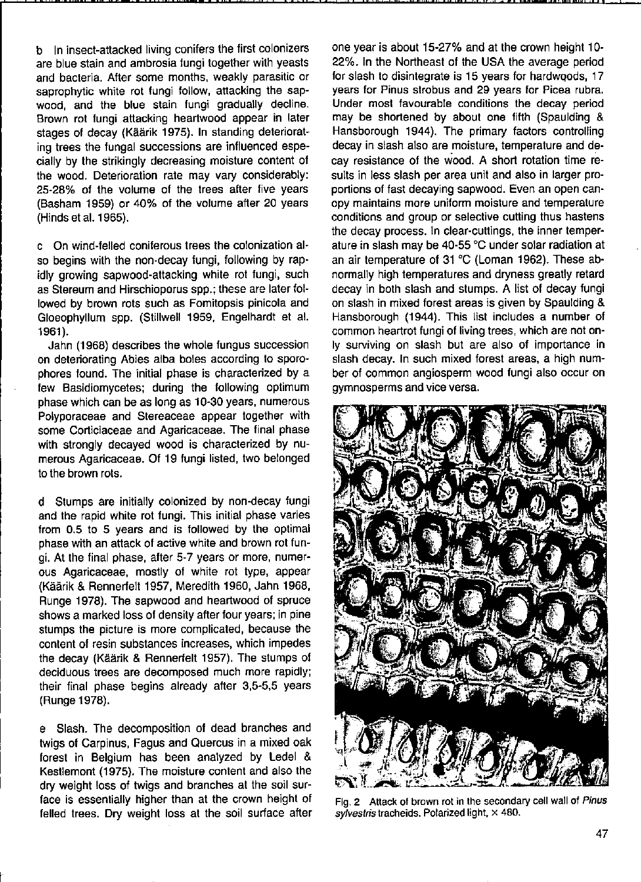b In insect-attacked living conifers the first colonizers are blue stain and ambrosia fungi together with yeasts and bacteria. After some months, weakly parasitic or saprophytic white rot fungi follow, attacking the sapwood, and the blue stain fungi gradually decline. Brown rot fungi attacking heartwood appear in later stages of decay (Käärik 1975). In standing deteriorating trees the fungal successions are influenced especially by the strikingly decreasing moisture content of the wood. Deterioration rate may vary considerably: 25-28% of the volume of the trees after five years (Basham 1959) or 40% of the volume after 20 years (Hinds et al. 1965).

c On wind-felled coniferous trees the colonization also begins with the non-decay fungi, following by rapidly growing sapwood-attacking white rot fungi, such as Stereum and Hirschioporus spp.; these are later followed by brown rots such as Fomitopsis pinicola and Gloeophyllum spp. (Stillwell 1959, Engelhardt et al. 1961).

Jahn (1968) describes the whole fungus succession on deteriorating Abies alba boles according to sporophores found. The initial phase is characterized by a few Basidiomycetes; during the following optimum phase which can be as long as 10-30 years, numerous Polyporaceae and Stereaceae appear together with some Corticiaceae and Agaricaceae. The final phase with strongly decayed wood is characterized by numerous Agaricaceae. Of 19 fungi listed, two belonged to the brown rots.

d Stumps are initially colonized by non-decay fungi and the rapid white rot fungi. This initial phase varies from 0.5 to 5 years and is followed by the optimal phase with an attack of active white and brown rot fungi. At the final phase, after 5-7 years or more, numerous Agaricaceae, mostly of white rot type, appear (Käärik & Rennerfelt 1957, Meredith 1960, Jahn 1968, Runge 1978). The sapwood and heartwood of spruce shows a marked loss of density after four years; in pine stumps the picture is more complicated, because the content of resin substances increases, which impedes the decay (Käärik & Rennerfelt 1957). The stumps of deciduous trees are decomposed much more rapidly; their final phase begins already after 3,5-5,5 years (Runge 1978).

e Slash. The decomposition of dead branches and twigs of Carpinus, Fagus and Quercus in a mixed oak forest in Belgium has been analyzed by Ledel & Kestlemont (1975). The moisture content and also the dry weight loss of twigs and branches at the soil surface is essentially higher than at the crown height of felled trees. Dry weight loss at the soil surface after one year is about 15-27% and at the crown height 10-22%. In the Northeast of the USA the average period for slash to disintegrate is 15 years for hardwoods, 17 years for Pinus strobus and 29 years for Picea rubra. Under most favourable conditions the decay period may be shortened by about one fifth (Spaulding & Hansborough 1944). The primary factors controlling decay in slash also are moisture, temperature and decay resistance of the wood. A short rotation time results in less slash per area unit and also in larger proportions of fast decaying sapwood. Even an open canopy maintains more uniform moisture and temperature conditions and group or selective cutting thus hastens the decay process. In clear-cuttings, the inner temperature in slash may be 40-55 °C under solar radiation at an air temperature of 31 °C (Loman 1962). These abnormally high temperatures and dryness greatly retard decay in both slash and stumps. A list of decay fungi on slash in mixed forest areas is given by Spaulding & Hansborough (1944). This list includes a number of common heartrot fungi of living trees, which are not only surviving on slash but are also of importance in slash decay. In such mixed forest areas, a high number of common angiosperm wood fungi also occur on gymnosperms and vice versa.

Fig. 2 Attack of brown rot in the secondary cell wall of *Pinus sylvestris* tracheids. Polarized light, × 480.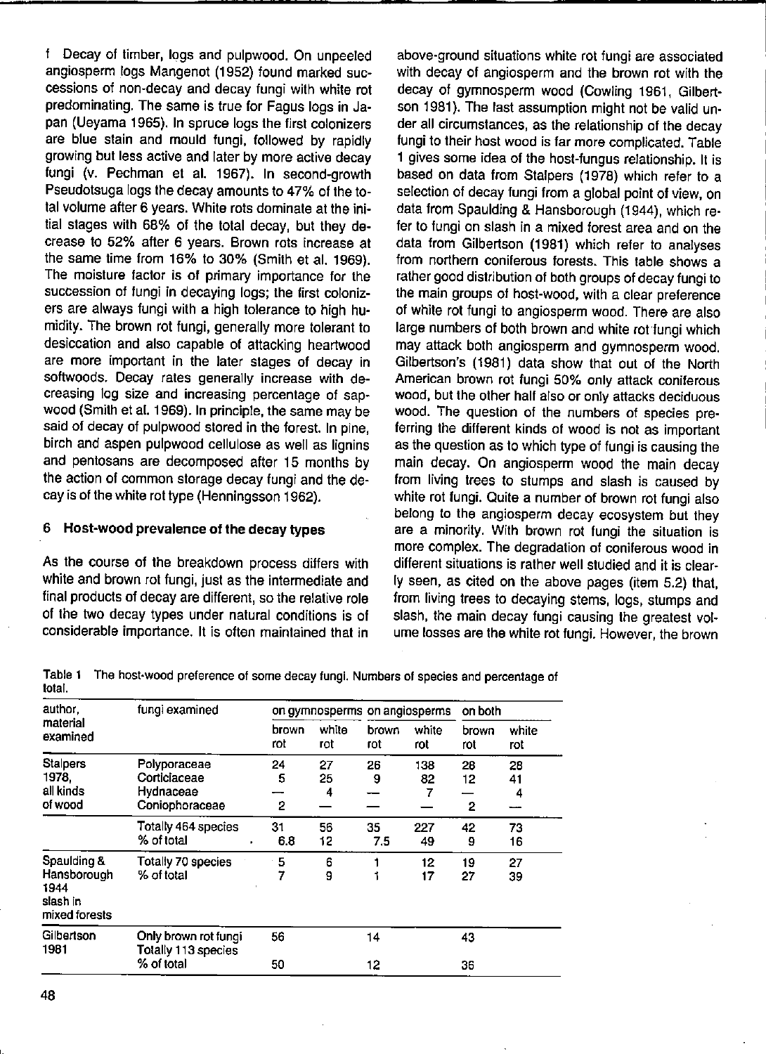f Decay of timber, logs and pulpwood. On unpeeled angiosperm logs Mangenot (1952) found marked successions of non-decay and decay fungi with white rot predominating. The same is true for Fagus logs in Japan (Ueyama 1965). In spruce logs the first colonizers are blue stain and mould fungi, followed by rapidly growing but less active and later by more active decay fungi (v. Pechman et al. 1967). In second-growth Pseudotsuga logs the decay amounts to 47% of the total volume after 6 years. White rots dominate at the initial stages with 68% of the total decay, but they decrease to 52% after 6 years. Brown rots increase at the same time from 16% to 30% (Smith et al. 1969). The moisture factor is of primary importance for the succession of fungi in decaying logs; the first colonizers are always fungi with a high tolerance to high humidity. The brown rot fungi, generally more tolerant to desiccation and also capable of attacking heartwood are more important in the later stages of decay in softwoods. Decay rates generally increase with decreasing log size and increasing percentage of sapwood (Smith et al. 1969). In principle, the same may be said of decay of pulpwood stored in the forest. In pine, birch and aspen pulpwood cellulose as well as lignins and pentosans are decomposed after 15 months by the action of common storage decay fungi and the decay is of the white rot type (Henningsson 1962).

## 6 Host-wood prevalence of the decay types

As the course of the breakdown process differs with white and brown rot fungi, just as the intermediate and final products of decay are different, so the relative role of the two decay types under natural conditions is of considerable importance. It is often maintained that in above-ground situations white rot fungi are associated with decay of angiosperm and the brown rot with the decay of gymnosperm wood (Cowling 1961, Gilbertson 1981). The last assumption might not be valid under all circumstances, as the relationship of the decay fungi to their host wood is far more complicated. Table 1 gives some idea of the host-fungus relationship. It is based on data from Stalpers (1978) which refer to a selection of decay fungi from a global point of view, on data from Spaulding & Hansborough (1944), which refer to fungi on slash in a mixed forest area and on the data from Gilbertson (1981) which refer to analyses from northern coniferous forests. This table shows a rather good distribution of both groups of decay fungi to the main groups of host-wood, with a clear preference of white rot fungi to angiosperm wood. There are also large numbers of both brown and white rot fungi which may attack both angiosperm and gymnosperm wood. Gilbertson's (1981) data show that out of the North American brown rot fungi 50% only attack coniferous wood, but the other half also or only attacks deciduous wood. The question of the numbers of species preferring the different kinds of wood is not as important as the question as to which type of fungi is causing the main decay. On angiosperm wood the main decay from living trees to stumps and slash is caused by white rot fungi. Quite a number of brown rot fungi also belong to the angiosperm decay ecosystem but they are a minority. With brown rot fungi the situation is more complex. The degradation of coniferous wood in different situations is rather well studied and it is clearly seen, as cited on the above pages (item 5.2) that, from living trees to decaying stems, logs, stumps and slash, the main decay fungi causing the greatest volume losses are the white rot fungi. However, the brown

Table 1 The host-wood preference of some decay fungi. Numbers of species and percentage of total.

| author, material examined | fungi examined | on gymnosperms | | on angiosperms | | on both | |
|---|---|---|---|---|---|---|---|
| | | brown rot | white rot | brown rot | white rot | brown rot | white rot |
| Stalpers 1978, all kinds of wood | Polyporaceae | 24 | 27 | 26 | 138 | 28 | 28 |
| | Corticiaceae | 5 | 25 | 9 | 82 | 12 | 41 |
| | Hydnaceae | — | 4 | — | 7 | — | 4 |
| | Coniophoraceae | 2 | — | — | — | 2 | — |
| | Totally 464 species | 31 | 56 | 35 | 227 | 42 | 73 |
| | % of total | 6.8 | 12 | 7.5 | 49 | 9 | 16 |
| Spaulding & Hansborough 1944 slash in mixed forests | Totally 70 species | 5 | 6 | 1 | 12 | 19 | 27 |
| | % of total | 7 | 9 | 1 | 17 | 27 | 39 |
| Gilbertson 1981 | Only brown rot fungi Totally 113 species | 56 | | 14 | | 43 | |
| | % of total | 50 | | 12 | | 38 | |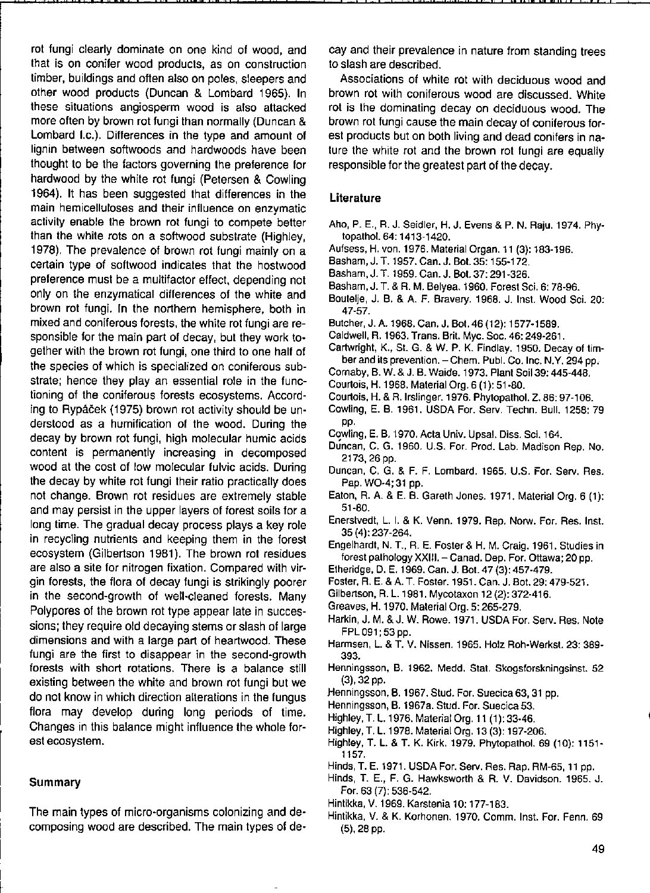rot fungi clearly dominate on one kind of wood, and that is on conifer wood products, as on construction timber, buildings and often also on poles, sleepers and other wood products (Duncan & Lombard 1965). In these situations angiosperm wood is also attacked more often by brown rot fungi than normally (Duncan & Lombard l.c.). Differences in the type and amount of lignin between softwoods and hardwoods have been thought to be the factors governing the preference for hardwood by the white rot fungi (Petersen & Cowling 1964). It has been suggested that differences in the main hemicelluloses and their influence on enzymatic activity enable the brown rot fungi to compete better than the white rots on a softwood substrate (Highley, 1978). The prevalence of brown rot fungi mainly on a certain type of softwood indicates that the hostwood preference must be a multifactor effect, depending not only on the enzymatical differences of the white and brown rot fungi. In the northern hemisphere, both in mixed and coniferous forests, the white rot fungi are responsible for the main part of decay, but they work together with the brown rot fungi, one third to one half of the species of which is specialized on coniferous substrate; hence they play an essential role in the functioning of the coniferous forests ecosystems. According to Rypáček (1975) brown rot activity should be understood as a humification of the wood. During the decay by brown rot fungi, high molecular humic acids content is permanently increasing in decomposed wood at the cost of low molecular fulvic acids. During the decay by white rot fungi their ratio practically does not change. Brown rot residues are extremely stable and may persist in the upper layers of forest soils for a long time. The gradual decay process plays a key role in recycling nutrients and keeping them in the forest ecosystem (Gilbertson 1981). The brown rot residues are also a site for nitrogen fixation. Compared with virgin forests, the flora of decay fungi is strikingly poorer in the second-growth of well-cleaned forests. Many Polypores of the brown rot type appear late in successions; they require old decaying stems or slash of large dimensions and with a large part of heartwood. These fungi are the first to disappear in the second-growth forests with short rotations. There is a balance still existing between the white and brown rot fungi but we do not know in which direction alterations in the fungus flora may develop during long periods of time. Changes in this balance might influence the whole forest ecosystem.

## Summary

The main types of micro-organisms colonizing and decomposing wood are described. The main types of decay and their prevalence in nature from standing trees to slash are described.

Associations of white rot with deciduous wood and brown rot with coniferous wood are discussed. White rot is the dominating decay on deciduous wood. The brown rot fungi cause the main decay of coniferous forest products but on both living and dead conifers in nature the white rot and the brown rot fungi are equally responsible for the greatest part of the decay.

## Literature

Aho, P. E., R. J. Seidler, H. J. Evens & P. N. Raju. 1974. Phytopathol. 64: 1413-1420.

Aufsess, H. von. 1976. Material Organ. 11 (3): 183-196.

Basham, J. T. 1957. Can. J. Bot. 35: 155-172.

Basham, J. T. 1959. Can. J. Bot. 37: 291-326.

Basham, J. T. & R. M. Belyea. 1960. Forest Sci. 6: 78-96.

Boutelje, J. B. & A. F. Bravery. 1968. J. Inst. Wood Sci. 20: 47-57.

Butcher, J. A. 1968. Can. J. Bot. 46 (12): 1577-1589.

Caldwell, R. 1963. Trans. Brit. Myc. Soc. 46: 249-261.

Cartwright, K., St. G. & W. P. K. Findlay. 1950. Decay of timber and its prevention. – Chem. Publ. Co. Inc. N.Y. 294 pp.

Cornaby, B. W. & J. B. Waide. 1973. Plant Soil 39: 445-448.

Courtois, H. 1968. Material Org. 6 (1): 51-80.

Courtois, H. & R. Irslinger. 1976. Phytopathol. Z. 86: 97-106.

Cowling, E. B. 1961. USDA For. Serv. Techn. Bull. 1258: 79 pp.

Cowling, E. B. 1970. Acta Univ. Upsal. Diss. Sci. 164.

Duncan, C. G. 1960. U.S. For. Prod. Lab. Madison Rep. No. 2173, 26 pp.

Duncan, C. G. & F. F. Lombard. 1965. U.S. For. Serv. Res. Pap. WO-4; 31 pp.

Eaton, R. A. & E. B. Gareth Jones. 1971. Material Org. 6 (1): 51-80.

Enerstvedt, L. I. & K. Venn. 1979. Rep. Norw. For. Res. Inst. 35 (4): 237-264.

Engelhardt, N. T., R. E. Foster & H. M. Craig. 1961. Studies in forest pathology XXIII. – Canad. Dep. For. Ottawa; 20 pp.

Etheridge, D. E. 1969. Can. J. Bot. 47 (3): 457-479.

Foster, R. E. & A. T. Foster. 1951. Can. J. Bot. 29: 479-521.

Gilbertson, R. L. 1981. Mycotaxon 12 (2): 372-416.

Greaves, H. 1970. Material Org. 5: 265-279.

Harkin, J. M. & J. W. Rowe. 1971. USDA For. Serv. Res. Note FPL 091; 53 pp.

Harmsen, L. & T. V. Nissen. 1965. Holz Roh-Werkst. 23: 389-393.

Henningsson, B. 1962. Medd. Stat. Skogsforskningsinst. 52 (3), 32 pp.

Henningsson, B. 1967. Stud. For. Suecica 63, 31 pp.

Henningsson, B. 1967a. Stud. For. Suecica 53.

Highley, T. L. 1976. Material Org. 11 (1): 33-46.

Highley, T. L. 1978. Material Org. 13 (3): 197-206.

Highley, T. L. & T. K. Kirk. 1979. Phytopathol. 69 (10): 1151-1157.

Hinds, T. E. 1971. USDA For. Serv. Res. Rap. RM-65, 11 pp.

Hinds, T. E., F. G. Hawksworth & R. V. Davidson. 1965. J. For. 63 (7): 536-542.

Hintikka, V. 1969. Karstenia 10: 177-183.

Hintikka, V. & K. Korhonen. 1970. Comm. Inst. For. Fenn. 69 (5), 28 pp.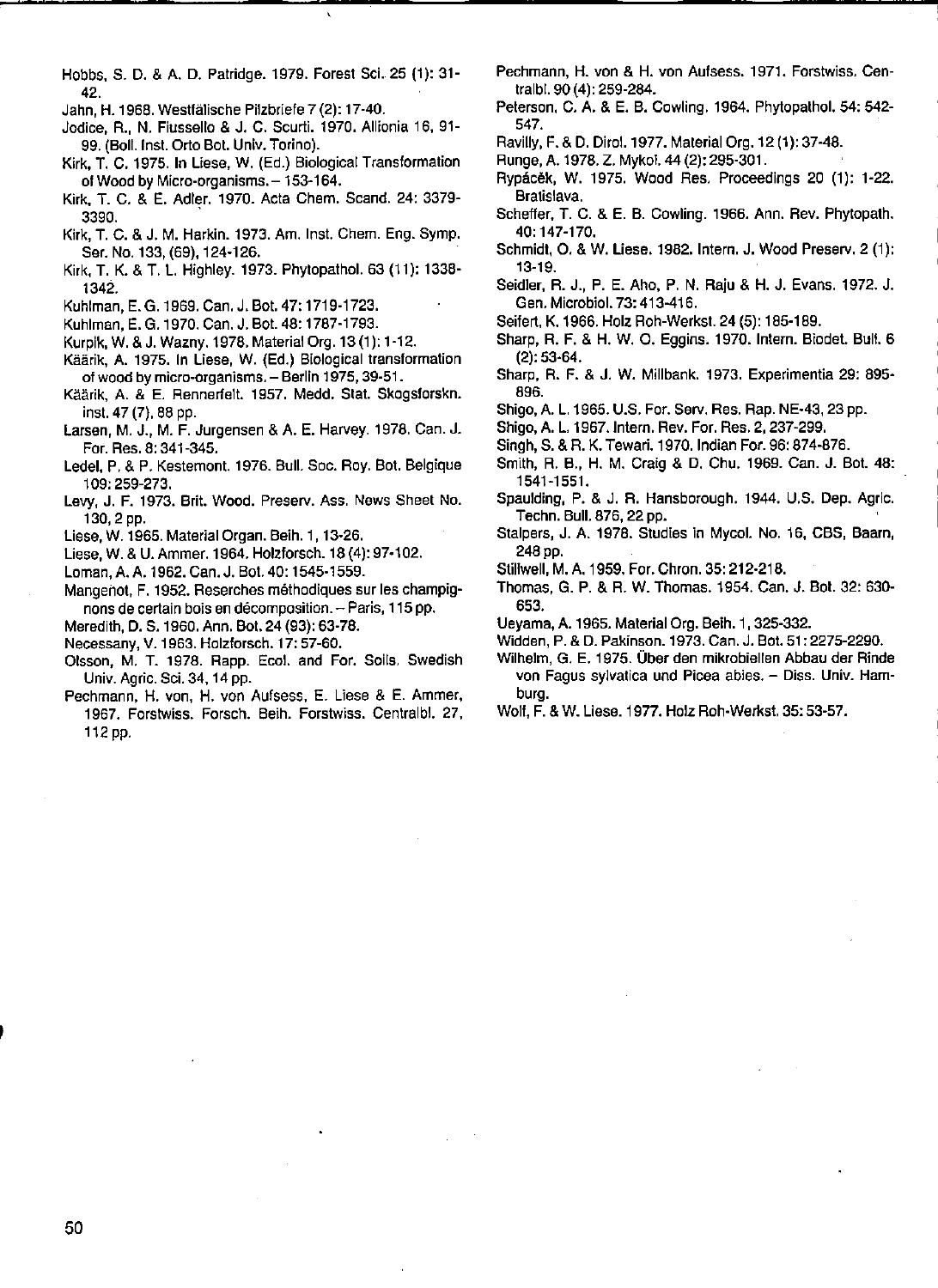Hobbs, S. D. & A. D. Patridge. 1979. Forest Sci. 25 (1): 31-42.

Jahn, H. 1968. Westfälische Pilzbriefe 7 (2): 17-40.

Jodice, R., N. Fiussello & J. C. Scurti. 1970. Allionia 16, 91-99. (Boll. Inst. Orto Bot. Univ. Torino).

Kirk, T. C. 1975. In Liese, W. (Ed.) Biological Transformation of Wood by Micro-organisms. – 153-164.

Kirk, T. C. & E. Adler. 1970. Acta Chem. Scand. 24: 3379-3390.

Kirk, T. C. & J. M. Harkin. 1973. Am. Inst. Chem. Eng. Symp. Ser. No. 133, (69), 124-126.

Kirk, T. K. & T. L. Highley. 1973. Phytopathol. 63 (11): 1338-1342.

Kuhlman, E. G. 1969. Can. J. Bot. 47: 1719-1723.

Kuhlman, E. G. 1970. Can. J. Bot. 48: 1787-1793.

Kurpik, W. & J. Wazny. 1978. Material Org. 13 (1): 1-12.

Käärik, A. 1975. In Liese, W. (Ed.) Biological transformation of wood by micro-organisms. – Berlin 1975, 39-51.

Käärik, A. & E. Rennerfelt. 1957. Medd. Stat. Skogsforskn. inst. 47 (7), 88 pp.

Larsen, M. J., M. F. Jurgensen & A. E. Harvey. 1978. Can. J. For. Res. 8: 341-345.

Ledel, P. & P. Kestemont. 1976. Bull. Soc. Roy. Bot. Belgique 109: 259-273.

Levy, J. F. 1973. Brit. Wood. Preserv. Ass. News Sheet No. 130, 2 pp.

Liese, W. 1965. Material Organ. Beih. 1, 13-26.

Liese, W. & U. Ammer. 1964. Holzforsch. 18 (4): 97-102.

Loman, A. A. 1962. Can. J. Bot. 40: 1545-1559.

Mangenot, F. 1952. Reserches méthodiques sur les champignons de certain bois en décomposition. – Paris, 115 pp.

Meredith, D. S. 1960. Ann. Bot. 24 (93): 63-78.

Necessany, V. 1963. Holzforsch. 17: 57-60.

Olsson, M. T. 1978. Rapp. Ecol. and For. Soils. Swedish Univ. Agric. Sci. 34, 14 pp.

Pechmann, H. von, H. von Aufsess, E. Liese & E. Ammer, 1967. Forstwiss. Forsch. Beih. Forstwiss. Centralbl. 27, 112 pp.

Pechmann, H. von & H. von Aufsess. 1971. Forstwiss. Centralbl. 90 (4): 259-284.

Peterson, C. A. & E. B. Cowling. 1964. Phytopathol. 54: 542-547.

Ravilly, F. & D. Dirol. 1977. Material Org. 12 (1): 37-48.

Runge, A. 1978. Z. Mykol. 44 (2): 295-301.

Rypáček, W. 1975. Wood Res. Proceedings 20 (1): 1-22. Bratislava.

Scheffer, T. C. & E. B. Cowling. 1966. Ann. Rev. Phytopath. 40: 147-170.

Schmidt, O. & W. Liese. 1982. Intern. J. Wood Preserv. 2 (1): 13-19.

Seidler, R. J., P. E. Aho, P. N. Raju & H. J. Evans. 1972. J. Gen. Microbiol. 73: 413-416.

Seifert, K. 1966. Holz Roh-Werkst. 24 (5): 185-189.

Sharp, R. F. & H. W. O. Eggins. 1970. Intern. Biodet. Bull. 6 (2): 53-64.

Sharp, R. F. & J. W. Millbank. 1973. Experimentia 29: 895-896.

Shigo, A. L. 1965. U.S. For. Serv. Res. Rap. NE-43, 23 pp.

Shigo, A. L. 1967. Intern. Rev. For. Res. 2, 237-299.

Singh, S. & R. K. Tewari. 1970. Indian For. 96: 874-876.

Smith, R. B., H. M. Craig & D. Chu. 1969. Can. J. Bot. 48: 1541-1551.

Spaulding, P. & J. R. Hansborough. 1944. U.S. Dep. Agric. Techn. Bull. 876, 22 pp.

Stalpers, J. A. 1978. Studies in Mycol. No. 16, CBS, Baarn, 248 pp.

Stillwell, M. A. 1959. For. Chron. 35: 212-218.

Thomas, G. P. & R. W. Thomas. 1954. Can. J. Bot. 32: 630-653.

Ueyama, A. 1965. Material Org. Beih. 1, 325-332.

Widden, P. & D. Pakinson. 1973. Can. J. Bot. 51: 2275-2290.

Wilhelm, G. E. 1975. Über den mikrobiellen Abbau der Rinde von Fagus sylvatica und Picea abies. – Diss. Univ. Hamburg.

Wolf, F. & W. Liese. 1977. Holz Roh-Werkst. 35: 53-57.